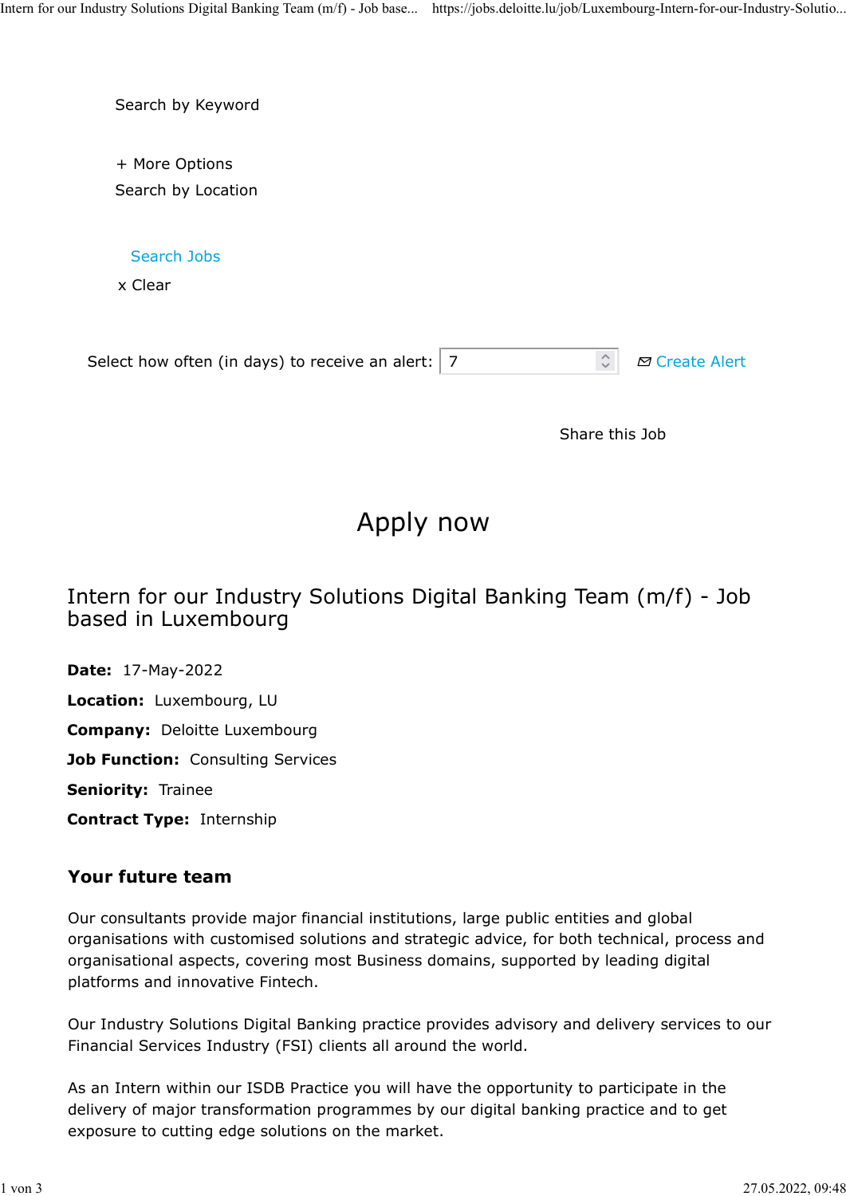Search by Keyword

+ More Options

Search by Location

Search Jobs

x Clear

Select how often (in days) to receive an alert: 7 Create Alert

Share this Job

# Apply now

## Intern for our Industry Solutions Digital Banking Team (m/f) - Job based in Luxembourg

**Date:** 17-May-2022

**Location:** Luxembourg, LU

**Company:** Deloitte Luxembourg

**Job Function:** Consulting Services

**Seniority:** Trainee

**Contract Type:** Internship

### Your future team

Our consultants provide major financial institutions, large public entities and global organisations with customised solutions and strategic advice, for both technical, process and organisational aspects, covering most Business domains, supported by leading digital platforms and innovative Fintech.

Our Industry Solutions Digital Banking practice provides advisory and delivery services to our Financial Services Industry (FSI) clients all around the world.

As an Intern within our ISDB Practice you will have the opportunity to participate in the delivery of major transformation programmes by our digital banking practice and to get exposure to cutting edge solutions on the market.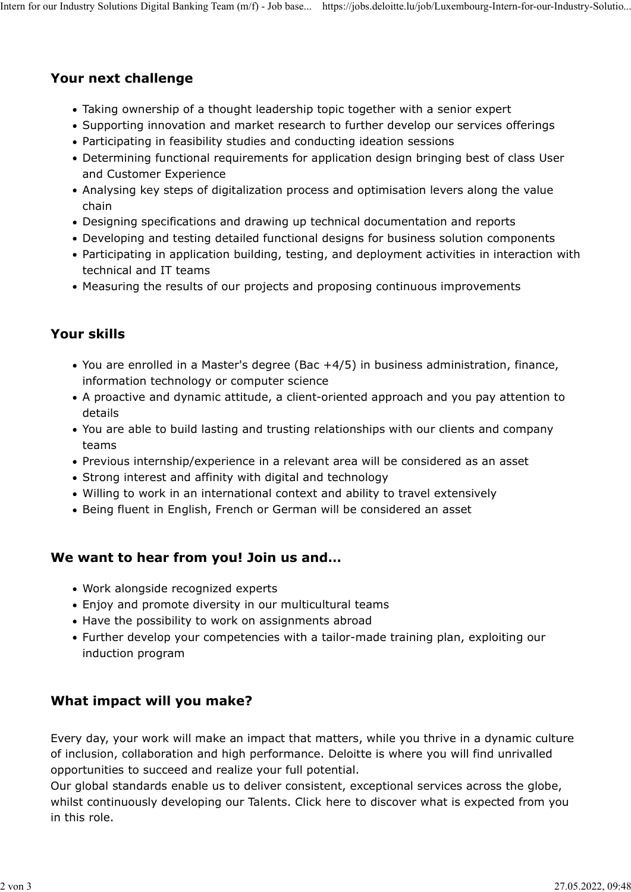## Your next challenge

- Taking ownership of a thought leadership topic together with a senior expert
- Supporting innovation and market research to further develop our services offerings
- Participating in feasibility studies and conducting ideation sessions
- Determining functional requirements for application design bringing best of class User and Customer Experience
- Analysing key steps of digitalization process and optimisation levers along the value chain
- Designing specifications and drawing up technical documentation and reports
- Developing and testing detailed functional designs for business solution components
- Participating in application building, testing, and deployment activities in interaction with technical and IT teams
- Measuring the results of our projects and proposing continuous improvements

## Your skills

- You are enrolled in a Master's degree (Bac +4/5) in business administration, finance, information technology or computer science
- A proactive and dynamic attitude, a client-oriented approach and you pay attention to details
- You are able to build lasting and trusting relationships with our clients and company teams
- Previous internship/experience in a relevant area will be considered as an asset
- Strong interest and affinity with digital and technology
- Willing to work in an international context and ability to travel extensively
- Being fluent in English, French or German will be considered an asset

## We want to hear from you! Join us and...

- Work alongside recognized experts
- Enjoy and promote diversity in our multicultural teams
- Have the possibility to work on assignments abroad
- Further develop your competencies with a tailor-made training plan, exploiting our induction program

## What impact will you make?

Every day, your work will make an impact that matters, while you thrive in a dynamic culture of inclusion, collaboration and high performance. Deloitte is where you will find unrivalled opportunities to succeed and realize your full potential.
Our global standards enable us to deliver consistent, exceptional services across the globe, whilst continuously developing our Talents. Click here to discover what is expected from you in this role.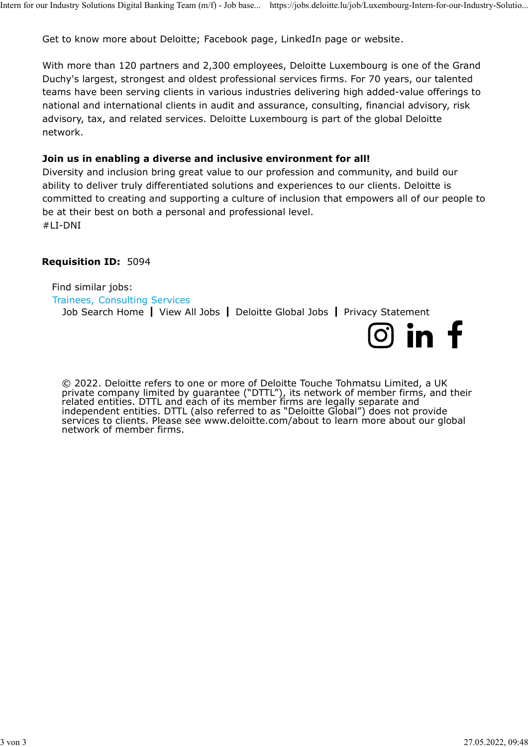Get to know more about Deloitte; Facebook page, LinkedIn page or website.

With more than 120 partners and 2,300 employees, Deloitte Luxembourg is one of the Grand Duchy's largest, strongest and oldest professional services firms. For 70 years, our talented teams have been serving clients in various industries delivering high added-value offerings to national and international clients in audit and assurance, consulting, financial advisory, risk advisory, tax, and related services. Deloitte Luxembourg is part of the global Deloitte network.

**Join us in enabling a diverse and inclusive environment for all!**
Diversity and inclusion bring great value to our profession and community, and build our ability to deliver truly differentiated solutions and experiences to our clients. Deloitte is committed to creating and supporting a culture of inclusion that empowers all of our people to be at their best on both a personal and professional level.
#LI-DNI

**Requisition ID:** 5094

Find similar jobs:
Trainees, Consulting Services

Job Search Home | View All Jobs | Deloitte Global Jobs | Privacy Statement

© 2022. Deloitte refers to one or more of Deloitte Touche Tohmatsu Limited, a UK private company limited by guarantee ("DTTL"), its network of member firms, and their related entities. DTTL and each of its member firms are legally separate and independent entities. DTTL (also referred to as "Deloitte Global") does not provide services to clients. Please see www.deloitte.com/about to learn more about our global network of member firms.